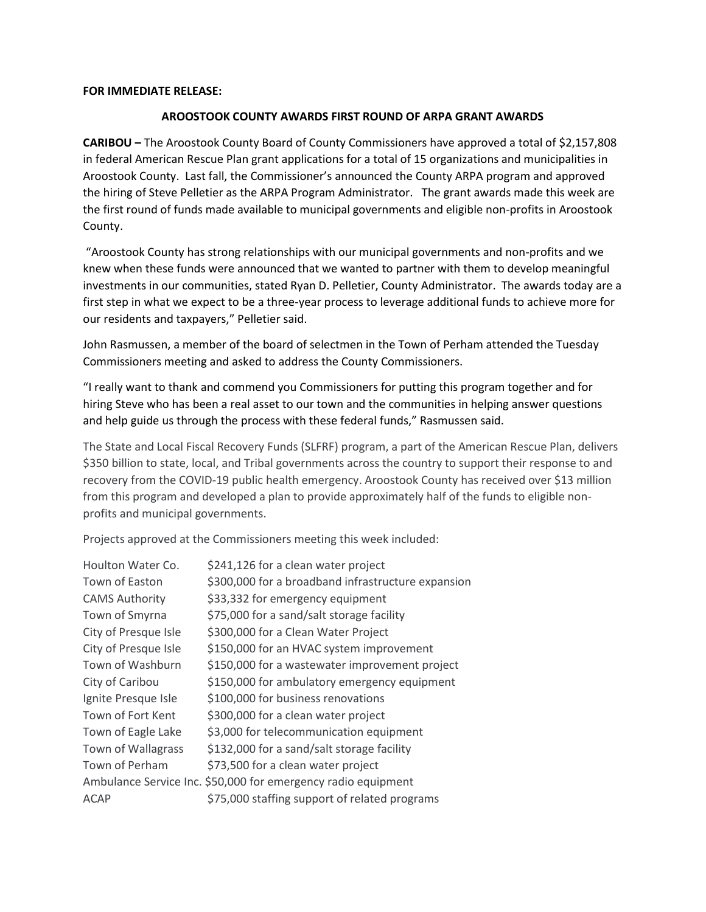**FOR IMMEDIATE RELEASE:**

## AROOSTOOK COUNTY AWARDS FIRST ROUND OF ARPA GRANT AWARDS

**CARIBOU –** The Aroostook County Board of County Commissioners have approved a total of $2,157,808 in federal American Rescue Plan grant applications for a total of 15 organizations and municipalities in Aroostook County. Last fall, the Commissioner's announced the County ARPA program and approved the hiring of Steve Pelletier as the ARPA Program Administrator. The grant awards made this week are the first round of funds made available to municipal governments and eligible non-profits in Aroostook County.

"Aroostook County has strong relationships with our municipal governments and non-profits and we knew when these funds were announced that we wanted to partner with them to develop meaningful investments in our communities, stated Ryan D. Pelletier, County Administrator. The awards today are a first step in what we expect to be a three-year process to leverage additional funds to achieve more for our residents and taxpayers," Pelletier said.

John Rasmussen, a member of the board of selectmen in the Town of Perham attended the Tuesday Commissioners meeting and asked to address the County Commissioners.

"I really want to thank and commend you Commissioners for putting this program together and for hiring Steve who has been a real asset to our town and the communities in helping answer questions and help guide us through the process with these federal funds," Rasmussen said.

The State and Local Fiscal Recovery Funds (SLFRF) program, a part of the American Rescue Plan, delivers $350 billion to state, local, and Tribal governments across the country to support their response to and recovery from the COVID-19 public health emergency. Aroostook County has received over $13 million from this program and developed a plan to provide approximately half of the funds to eligible non-profits and municipal governments.

Projects approved at the Commissioners meeting this week included:

| | |
|---|---|
| Houlton Water Co. | $241,126 for a clean water project |
| Town of Easton | $300,000 for a broadband infrastructure expansion |
| CAMS Authority | $33,332 for emergency equipment |
| Town of Smyrna | $75,000 for a sand/salt storage facility |
| City of Presque Isle | $300,000 for a Clean Water Project |
| City of Presque Isle | $150,000 for an HVAC system improvement |
| Town of Washburn | $150,000 for a wastewater improvement project |
| City of Caribou | $150,000 for ambulatory emergency equipment |
| Ignite Presque Isle | $100,000 for business renovations |
| Town of Fort Kent | $300,000 for a clean water project |
| Town of Eagle Lake | $3,000 for telecommunication equipment |
| Town of Wallagrass | $132,000 for a sand/salt storage facility |
| Town of Perham | $73,500 for a clean water project |
| Ambulance Service Inc. | $50,000 for emergency radio equipment |
| ACAP | $75,000 staffing support of related programs |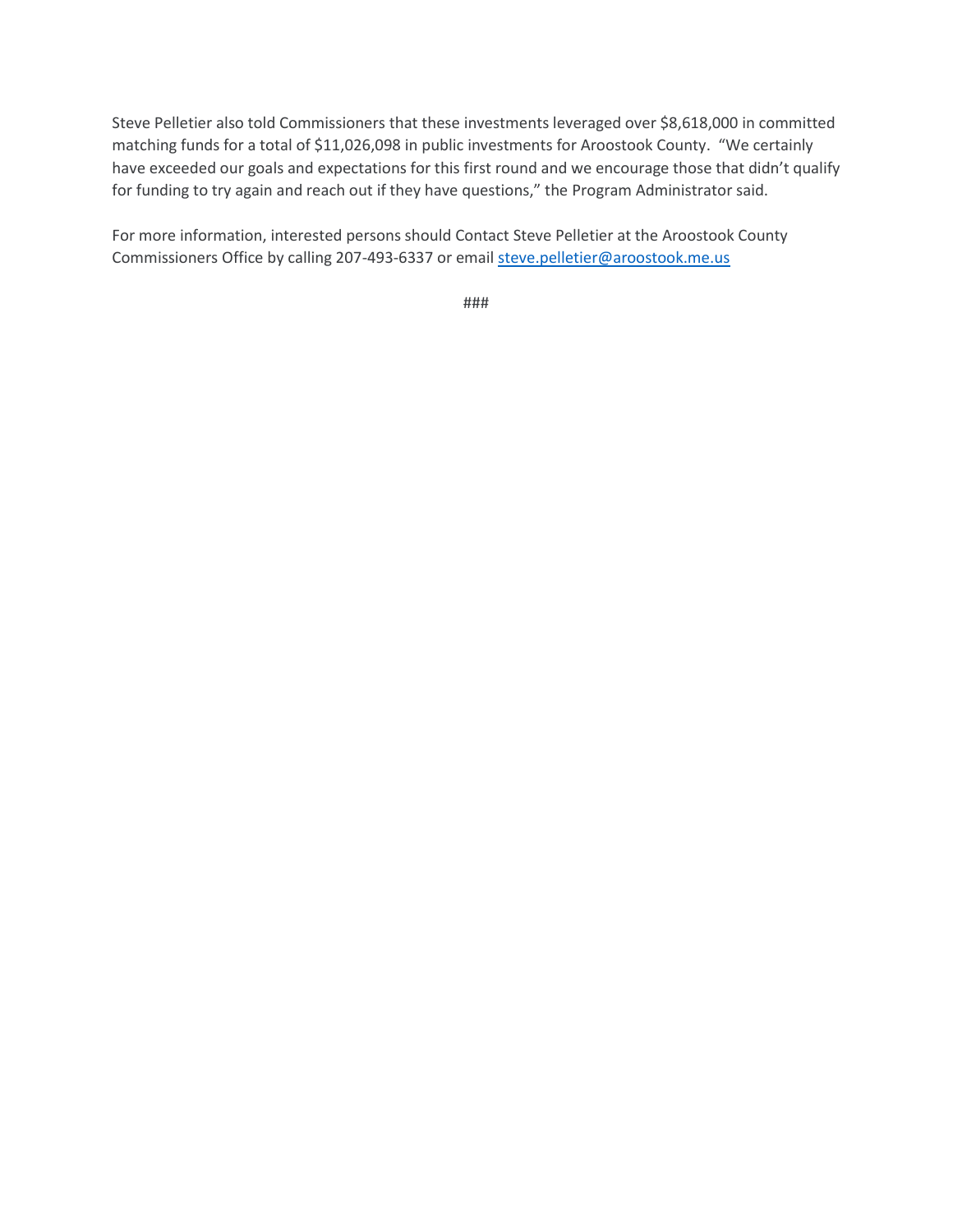Steve Pelletier also told Commissioners that these investments leveraged over $8,618,000 in committed matching funds for a total of $11,026,098 in public investments for Aroostook County. "We certainly have exceeded our goals and expectations for this first round and we encourage those that didn't qualify for funding to try again and reach out if they have questions," the Program Administrator said.

For more information, interested persons should Contact Steve Pelletier at the Aroostook County Commissioners Office by calling 207-493-6337 or email steve.pelletier@aroostook.me.us

###